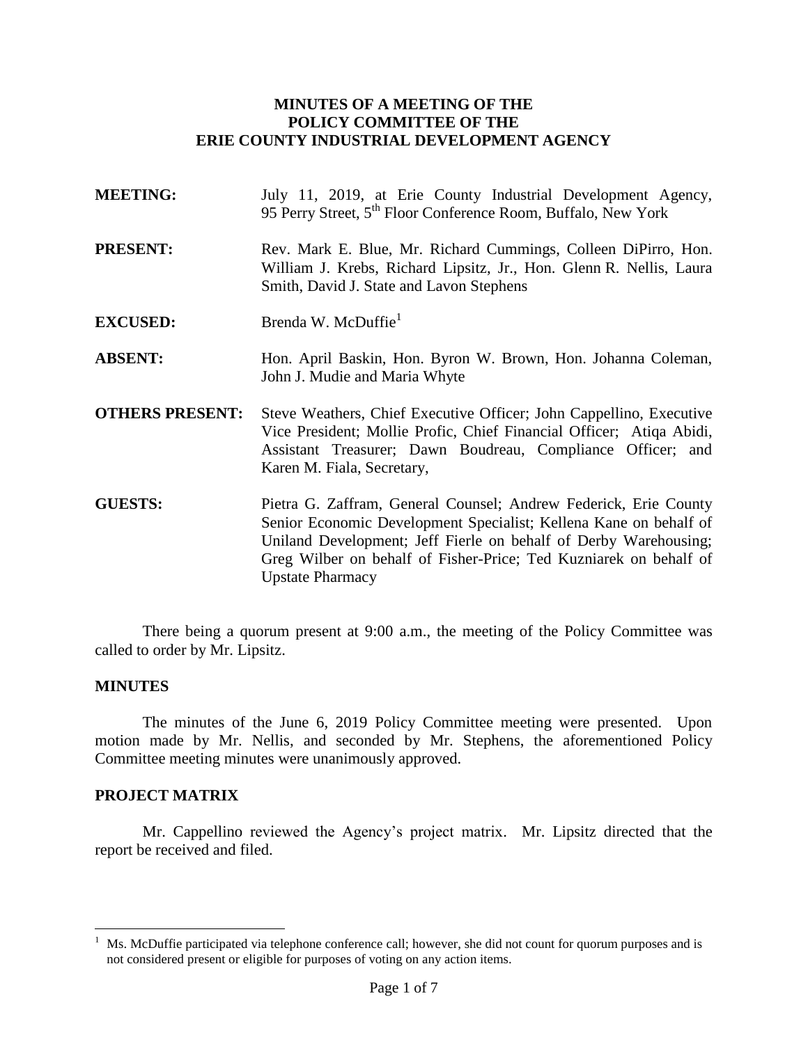# MINUTES OF A MEETING OF THE POLICY COMMITTEE OF THE ERIE COUNTY INDUSTRIAL DEVELOPMENT AGENCY

**MEETING:** July 11, 2019, at Erie County Industrial Development Agency, 95 Perry Street, 5th Floor Conference Room, Buffalo, New York

**PRESENT:** Rev. Mark E. Blue, Mr. Richard Cummings, Colleen DiPirro, Hon. William J. Krebs, Richard Lipsitz, Jr., Hon. Glenn R. Nellis, Laura Smith, David J. State and Lavon Stephens

**EXCUSED:** Brenda W. McDuffie[1]

**ABSENT:** Hon. April Baskin, Hon. Byron W. Brown, Hon. Johanna Coleman, John J. Mudie and Maria Whyte

**OTHERS PRESENT:** Steve Weathers, Chief Executive Officer; John Cappellino, Executive Vice President; Mollie Profic, Chief Financial Officer; Atiqa Abidi, Assistant Treasurer; Dawn Boudreau, Compliance Officer; and Karen M. Fiala, Secretary,

**GUESTS:** Pietra G. Zaffram, General Counsel; Andrew Federick, Erie County Senior Economic Development Specialist; Kellena Kane on behalf of Uniland Development; Jeff Fierle on behalf of Derby Warehousing; Greg Wilber on behalf of Fisher-Price; Ted Kuzniarek on behalf of Upstate Pharmacy

There being a quorum present at 9:00 a.m., the meeting of the Policy Committee was called to order by Mr. Lipsitz.

## MINUTES

The minutes of the June 6, 2019 Policy Committee meeting were presented. Upon motion made by Mr. Nellis, and seconded by Mr. Stephens, the aforementioned Policy Committee meeting minutes were unanimously approved.

## PROJECT MATRIX

Mr. Cappellino reviewed the Agency's project matrix. Mr. Lipsitz directed that the report be received and filed.

---

[1] Ms. McDuffie participated via telephone conference call; however, she did not count for quorum purposes and is not considered present or eligible for purposes of voting on any action items.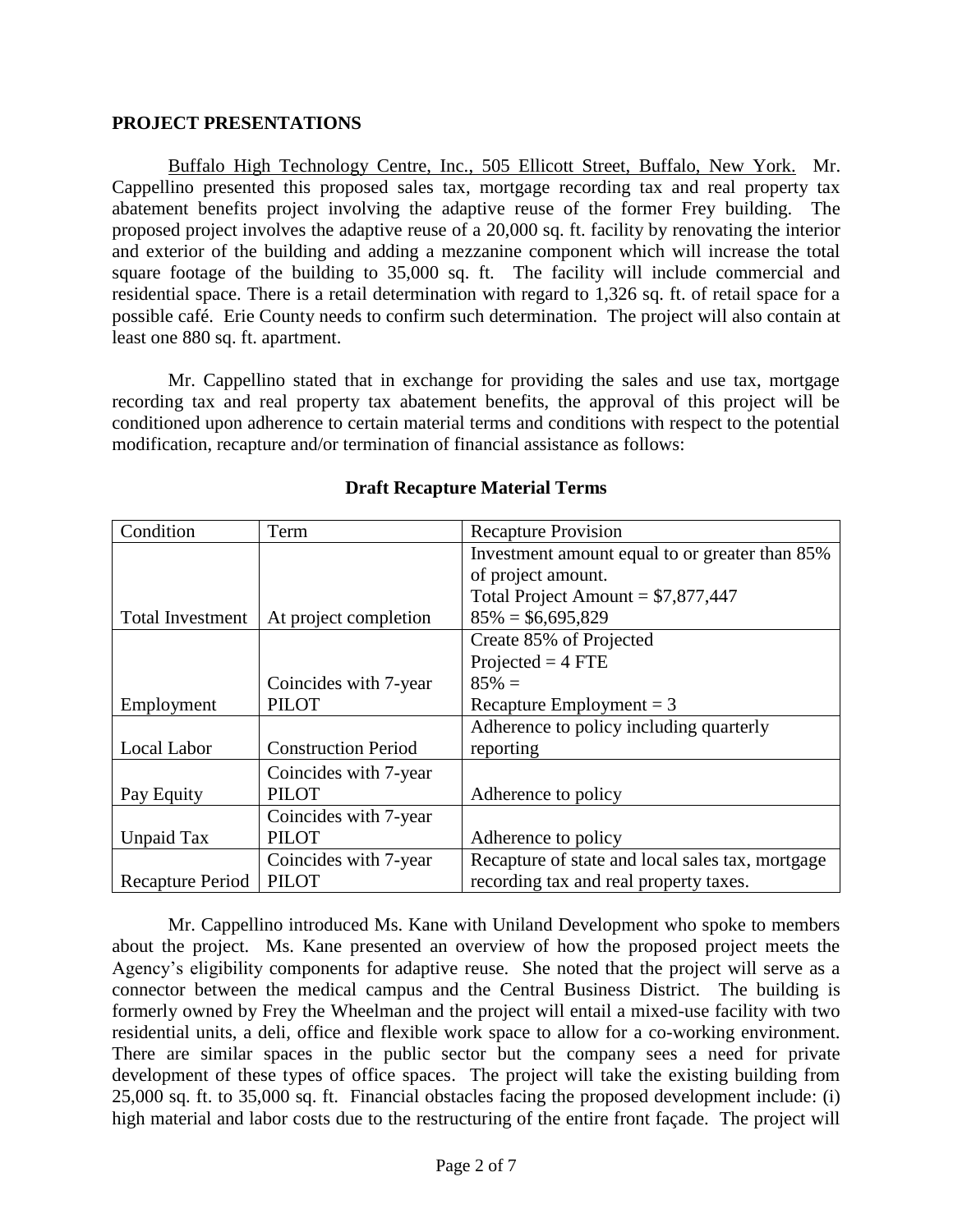**PROJECT PRESENTATIONS**

Buffalo High Technology Centre, Inc., 505 Ellicott Street, Buffalo, New York. Mr. Cappellino presented this proposed sales tax, mortgage recording tax and real property tax abatement benefits project involving the adaptive reuse of the former Frey building. The proposed project involves the adaptive reuse of a 20,000 sq. ft. facility by renovating the interior and exterior of the building and adding a mezzanine component which will increase the total square footage of the building to 35,000 sq. ft. The facility will include commercial and residential space. There is a retail determination with regard to 1,326 sq. ft. of retail space for a possible café. Erie County needs to confirm such determination. The project will also contain at least one 880 sq. ft. apartment.

Mr. Cappellino stated that in exchange for providing the sales and use tax, mortgage recording tax and real property tax abatement benefits, the approval of this project will be conditioned upon adherence to certain material terms and conditions with respect to the potential modification, recapture and/or termination of financial assistance as follows:

**Draft Recapture Material Terms**

| Condition | Term | Recapture Provision |
|---|---|---|
| Total Investment | At project completion | Investment amount equal to or greater than 85% of project amount. Total Project Amount = $7,877,447 85% = $6,695,829 |
| Employment | Coincides with 7-year PILOT | Create 85% of Projected Projected = 4 FTE 85% = Recapture Employment = 3 |
| Local Labor | Construction Period | Adherence to policy including quarterly reporting |
| Pay Equity | Coincides with 7-year PILOT | Adherence to policy |
| Unpaid Tax | Coincides with 7-year PILOT | Adherence to policy |
| Recapture Period | Coincides with 7-year PILOT | Recapture of state and local sales tax, mortgage recording tax and real property taxes. |

Mr. Cappellino introduced Ms. Kane with Uniland Development who spoke to members about the project. Ms. Kane presented an overview of how the proposed project meets the Agency's eligibility components for adaptive reuse. She noted that the project will serve as a connector between the medical campus and the Central Business District. The building is formerly owned by Frey the Wheelman and the project will entail a mixed-use facility with two residential units, a deli, office and flexible work space to allow for a co-working environment. There are similar spaces in the public sector but the company sees a need for private development of these types of office spaces. The project will take the existing building from 25,000 sq. ft. to 35,000 sq. ft. Financial obstacles facing the proposed development include: (i) high material and labor costs due to the restructuring of the entire front façade. The project will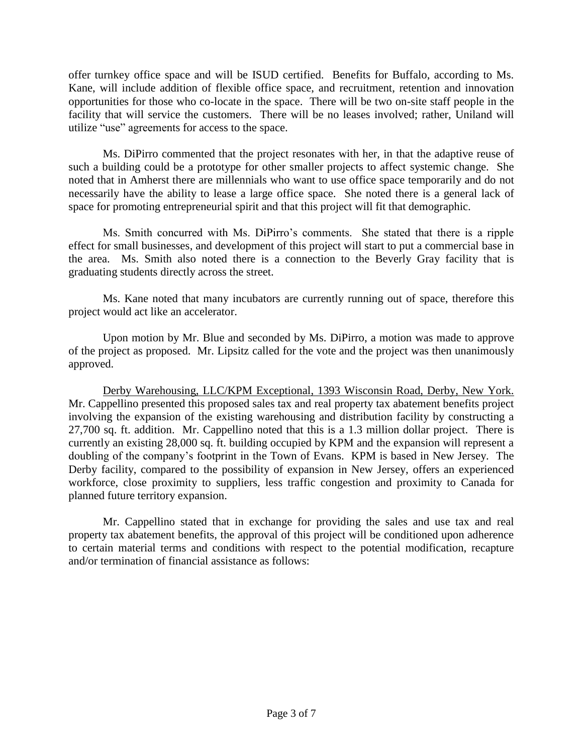offer turnkey office space and will be ISUD certified. Benefits for Buffalo, according to Ms. Kane, will include addition of flexible office space, and recruitment, retention and innovation opportunities for those who co-locate in the space. There will be two on-site staff people in the facility that will service the customers. There will be no leases involved; rather, Uniland will utilize "use" agreements for access to the space.

Ms. DiPirro commented that the project resonates with her, in that the adaptive reuse of such a building could be a prototype for other smaller projects to affect systemic change. She noted that in Amherst there are millennials who want to use office space temporarily and do not necessarily have the ability to lease a large office space. She noted there is a general lack of space for promoting entrepreneurial spirit and that this project will fit that demographic.

Ms. Smith concurred with Ms. DiPirro's comments. She stated that there is a ripple effect for small businesses, and development of this project will start to put a commercial base in the area. Ms. Smith also noted there is a connection to the Beverly Gray facility that is graduating students directly across the street.

Ms. Kane noted that many incubators are currently running out of space, therefore this project would act like an accelerator.

Upon motion by Mr. Blue and seconded by Ms. DiPirro, a motion was made to approve of the project as proposed. Mr. Lipsitz called for the vote and the project was then unanimously approved.

<u>Derby Warehousing, LLC/KPM Exceptional, 1393 Wisconsin Road, Derby, New York.</u> Mr. Cappellino presented this proposed sales tax and real property tax abatement benefits project involving the expansion of the existing warehousing and distribution facility by constructing a 27,700 sq. ft. addition. Mr. Cappellino noted that this is a 1.3 million dollar project. There is currently an existing 28,000 sq. ft. building occupied by KPM and the expansion will represent a doubling of the company's footprint in the Town of Evans. KPM is based in New Jersey. The Derby facility, compared to the possibility of expansion in New Jersey, offers an experienced workforce, close proximity to suppliers, less traffic congestion and proximity to Canada for planned future territory expansion.

Mr. Cappellino stated that in exchange for providing the sales and use tax and real property tax abatement benefits, the approval of this project will be conditioned upon adherence to certain material terms and conditions with respect to the potential modification, recapture and/or termination of financial assistance as follows: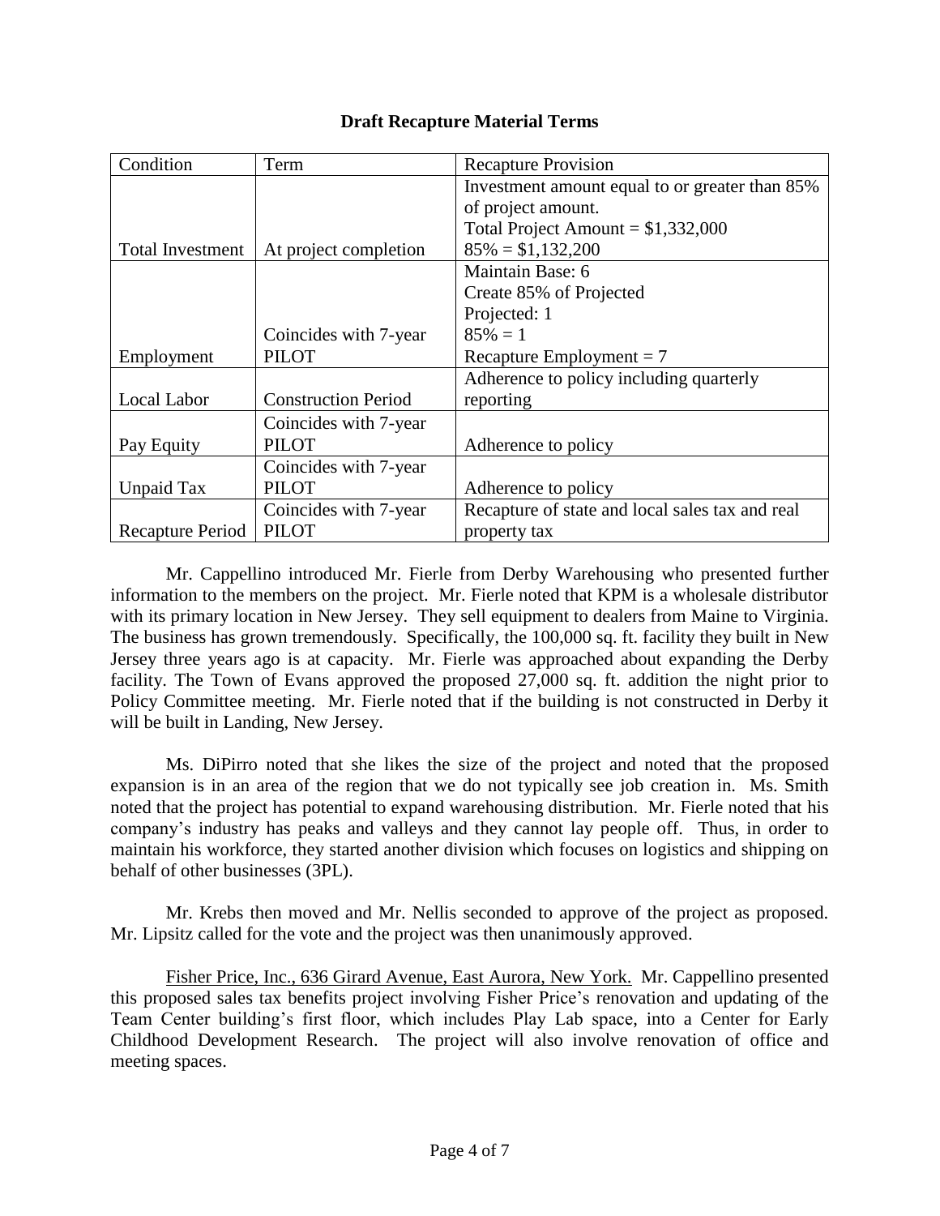**Draft Recapture Material Terms**

| Condition | Term | Recapture Provision |
|---|---|---|
| Total Investment | At project completion | Investment amount equal to or greater than 85% of project amount.<br>Total Project Amount = $1,332,000<br>85% = $1,132,200 |
| Employment | Coincides with 7-year PILOT | Maintain Base: 6<br>Create 85% of Projected<br>Projected: 1<br>85% = 1<br>Recapture Employment = 7 |
| Local Labor | Construction Period | Adherence to policy including quarterly reporting |
| Pay Equity | Coincides with 7-year PILOT | Adherence to policy |
| Unpaid Tax | Coincides with 7-year PILOT | Adherence to policy |
| Recapture Period | Coincides with 7-year PILOT | Recapture of state and local sales tax and real property tax |

Mr. Cappellino introduced Mr. Fierle from Derby Warehousing who presented further information to the members on the project. Mr. Fierle noted that KPM is a wholesale distributor with its primary location in New Jersey. They sell equipment to dealers from Maine to Virginia. The business has grown tremendously. Specifically, the 100,000 sq. ft. facility they built in New Jersey three years ago is at capacity. Mr. Fierle was approached about expanding the Derby facility. The Town of Evans approved the proposed 27,000 sq. ft. addition the night prior to Policy Committee meeting. Mr. Fierle noted that if the building is not constructed in Derby it will be built in Landing, New Jersey.

Ms. DiPirro noted that she likes the size of the project and noted that the proposed expansion is in an area of the region that we do not typically see job creation in. Ms. Smith noted that the project has potential to expand warehousing distribution. Mr. Fierle noted that his company's industry has peaks and valleys and they cannot lay people off. Thus, in order to maintain his workforce, they started another division which focuses on logistics and shipping on behalf of other businesses (3PL).

Mr. Krebs then moved and Mr. Nellis seconded to approve of the project as proposed. Mr. Lipsitz called for the vote and the project was then unanimously approved.

<u>Fisher Price, Inc., 636 Girard Avenue, East Aurora, New York.</u> Mr. Cappellino presented this proposed sales tax benefits project involving Fisher Price's renovation and updating of the Team Center building's first floor, which includes Play Lab space, into a Center for Early Childhood Development Research. The project will also involve renovation of office and meeting spaces.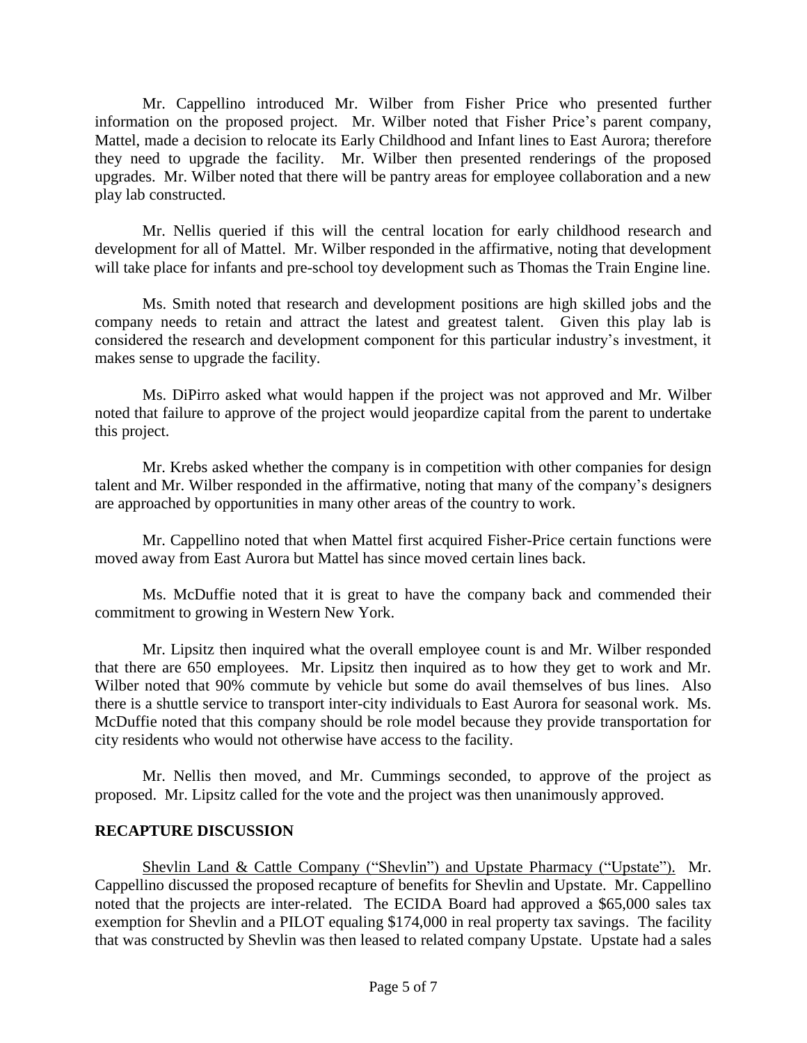Mr. Cappellino introduced Mr. Wilber from Fisher Price who presented further information on the proposed project. Mr. Wilber noted that Fisher Price's parent company, Mattel, made a decision to relocate its Early Childhood and Infant lines to East Aurora; therefore they need to upgrade the facility. Mr. Wilber then presented renderings of the proposed upgrades. Mr. Wilber noted that there will be pantry areas for employee collaboration and a new play lab constructed.

Mr. Nellis queried if this will the central location for early childhood research and development for all of Mattel. Mr. Wilber responded in the affirmative, noting that development will take place for infants and pre-school toy development such as Thomas the Train Engine line.

Ms. Smith noted that research and development positions are high skilled jobs and the company needs to retain and attract the latest and greatest talent. Given this play lab is considered the research and development component for this particular industry's investment, it makes sense to upgrade the facility.

Ms. DiPirro asked what would happen if the project was not approved and Mr. Wilber noted that failure to approve of the project would jeopardize capital from the parent to undertake this project.

Mr. Krebs asked whether the company is in competition with other companies for design talent and Mr. Wilber responded in the affirmative, noting that many of the company's designers are approached by opportunities in many other areas of the country to work.

Mr. Cappellino noted that when Mattel first acquired Fisher-Price certain functions were moved away from East Aurora but Mattel has since moved certain lines back.

Ms. McDuffie noted that it is great to have the company back and commended their commitment to growing in Western New York.

Mr. Lipsitz then inquired what the overall employee count is and Mr. Wilber responded that there are 650 employees. Mr. Lipsitz then inquired as to how they get to work and Mr. Wilber noted that 90% commute by vehicle but some do avail themselves of bus lines. Also there is a shuttle service to transport inter-city individuals to East Aurora for seasonal work. Ms. McDuffie noted that this company should be role model because they provide transportation for city residents who would not otherwise have access to the facility.

Mr. Nellis then moved, and Mr. Cummings seconded, to approve of the project as proposed. Mr. Lipsitz called for the vote and the project was then unanimously approved.

## RECAPTURE DISCUSSION

Shevlin Land & Cattle Company ("Shevlin") and Upstate Pharmacy ("Upstate"). Mr. Cappellino discussed the proposed recapture of benefits for Shevlin and Upstate. Mr. Cappellino noted that the projects are inter-related. The ECIDA Board had approved a $65,000 sales tax exemption for Shevlin and a PILOT equaling $174,000 in real property tax savings. The facility that was constructed by Shevlin was then leased to related company Upstate. Upstate had a sales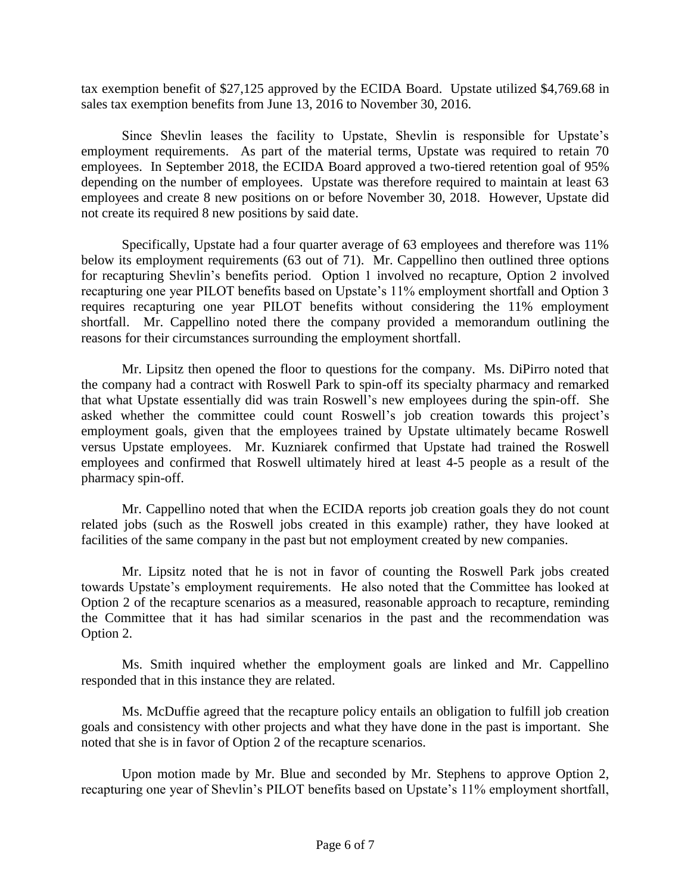tax exemption benefit of $27,125 approved by the ECIDA Board. Upstate utilized $4,769.68 in sales tax exemption benefits from June 13, 2016 to November 30, 2016.

Since Shevlin leases the facility to Upstate, Shevlin is responsible for Upstate's employment requirements. As part of the material terms, Upstate was required to retain 70 employees. In September 2018, the ECIDA Board approved a two-tiered retention goal of 95% depending on the number of employees. Upstate was therefore required to maintain at least 63 employees and create 8 new positions on or before November 30, 2018. However, Upstate did not create its required 8 new positions by said date.

Specifically, Upstate had a four quarter average of 63 employees and therefore was 11% below its employment requirements (63 out of 71). Mr. Cappellino then outlined three options for recapturing Shevlin's benefits period. Option 1 involved no recapture, Option 2 involved recapturing one year PILOT benefits based on Upstate's 11% employment shortfall and Option 3 requires recapturing one year PILOT benefits without considering the 11% employment shortfall. Mr. Cappellino noted there the company provided a memorandum outlining the reasons for their circumstances surrounding the employment shortfall.

Mr. Lipsitz then opened the floor to questions for the company. Ms. DiPirro noted that the company had a contract with Roswell Park to spin-off its specialty pharmacy and remarked that what Upstate essentially did was train Roswell's new employees during the spin-off. She asked whether the committee could count Roswell's job creation towards this project's employment goals, given that the employees trained by Upstate ultimately became Roswell versus Upstate employees. Mr. Kuzniarek confirmed that Upstate had trained the Roswell employees and confirmed that Roswell ultimately hired at least 4-5 people as a result of the pharmacy spin-off.

Mr. Cappellino noted that when the ECIDA reports job creation goals they do not count related jobs (such as the Roswell jobs created in this example) rather, they have looked at facilities of the same company in the past but not employment created by new companies.

Mr. Lipsitz noted that he is not in favor of counting the Roswell Park jobs created towards Upstate's employment requirements. He also noted that the Committee has looked at Option 2 of the recapture scenarios as a measured, reasonable approach to recapture, reminding the Committee that it has had similar scenarios in the past and the recommendation was Option 2.

Ms. Smith inquired whether the employment goals are linked and Mr. Cappellino responded that in this instance they are related.

Ms. McDuffie agreed that the recapture policy entails an obligation to fulfill job creation goals and consistency with other projects and what they have done in the past is important. She noted that she is in favor of Option 2 of the recapture scenarios.

Upon motion made by Mr. Blue and seconded by Mr. Stephens to approve Option 2, recapturing one year of Shevlin's PILOT benefits based on Upstate's 11% employment shortfall,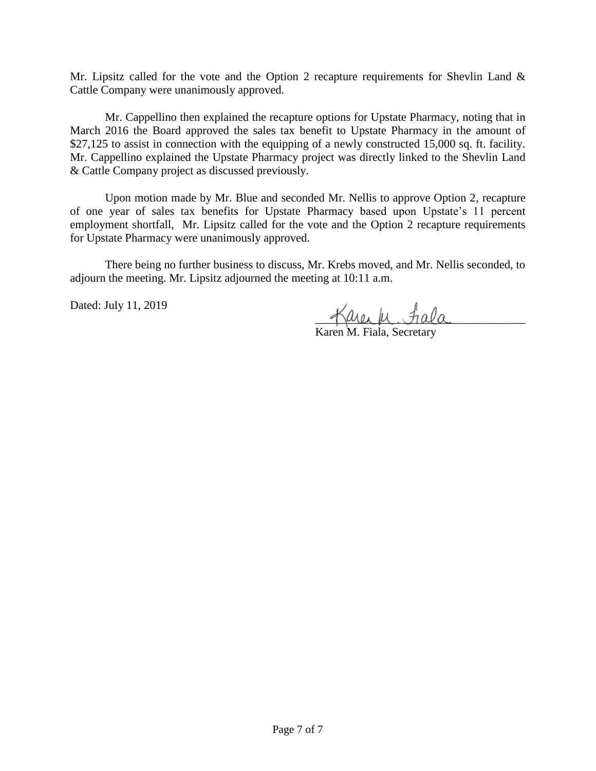Mr. Lipsitz called for the vote and the Option 2 recapture requirements for Shevlin Land & Cattle Company were unanimously approved.

Mr. Cappellino then explained the recapture options for Upstate Pharmacy, noting that in March 2016 the Board approved the sales tax benefit to Upstate Pharmacy in the amount of $27,125 to assist in connection with the equipping of a newly constructed 15,000 sq. ft. facility. Mr. Cappellino explained the Upstate Pharmacy project was directly linked to the Shevlin Land & Cattle Company project as discussed previously.

Upon motion made by Mr. Blue and seconded Mr. Nellis to approve Option 2, recapture of one year of sales tax benefits for Upstate Pharmacy based upon Upstate's 11 percent employment shortfall, Mr. Lipsitz called for the vote and the Option 2 recapture requirements for Upstate Pharmacy were unanimously approved.

There being no further business to discuss, Mr. Krebs moved, and Mr. Nellis seconded, to adjourn the meeting. Mr. Lipsitz adjourned the meeting at 10:11 a.m.

Dated: July 11, 2019

Karen M. Fiala

Karen M. Fiala, Secretary